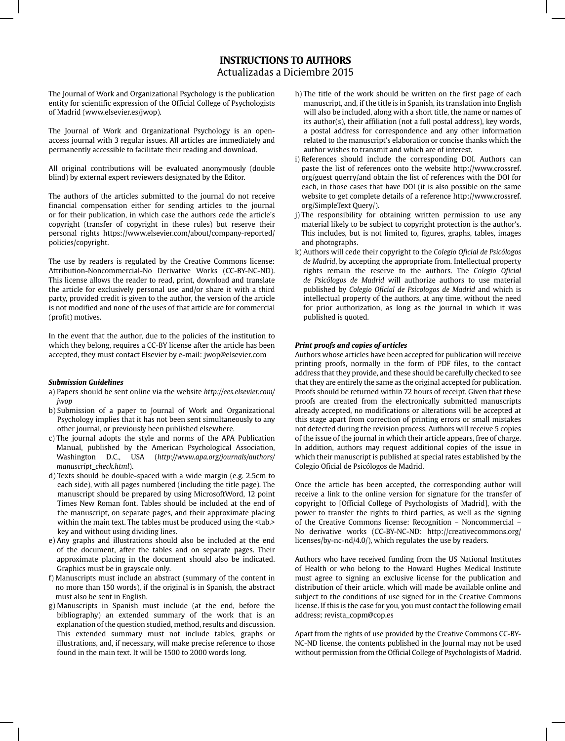# INSTRUCTIONS TO AUTHORS

Actualizadas a Diciembre 2015

The Journal of Work and Organizational Psychology is the publication entity for scientific expression of the Official College of Psychologists of Madrid (www.elsevier.es/jwop).

The Journal of Work and Organizational Psychology is an open-access journal with 3 regular issues. All articles are immediately and permanently accessible to facilitate their reading and download.

All original contributions will be evaluated anonymously (double blind) by external expert reviewers designated by the Editor.

The authors of the articles submitted to the journal do not receive financial compensation either for sending articles to the journal or for their publication, in which case the authors cede the article's copyright (transfer of copyright in these rules) but reserve their personal rights https://www.elsevier.com/about/company-reported/policies/copyright.

The use by readers is regulated by the Creative Commons license: Attribution-Noncommercial-No Derivative Works (CC-BY-NC-ND). This license allows the reader to read, print, download and translate the article for exclusively personal use and/or share it with a third party, provided credit is given to the author, the version of the article is not modified and none of the uses of that article are for commercial (profit) motives.

In the event that the author, due to the policies of the institution to which they belong, requires a CC-BY license after the article has been accepted, they must contact Elsevier by e-mail: jwop@elsevier.com

### *Submission Guidelines*

a) Papers should be sent online via the website *http://ees.elsevier.com/jwop*

b) Submission of a paper to Journal of Work and Organizational Psychology implies that it has not been sent simultaneously to any other journal, or previously been published elsewhere.

c) The journal adopts the style and norms of the APA Publication Manual, published by the American Psychological Association, Washington D.C., USA (*http://www.apa.org/journals/authors/manuscript_check.html*).

d) Texts should be double-spaced with a wide margin (e.g. 2.5cm to each side), with all pages numbered (including the title page). The manuscript should be prepared by using MicrosoftWord, 12 point Times New Roman font. Tables should be included at the end of the manuscript, on separate pages, and their approximate placing within the main text. The tables must be produced using the <tab.> key and without using dividing lines.

e) Any graphs and illustrations should also be included at the end of the document, after the tables and on separate pages. Their approximate placing in the document should also be indicated. Graphics must be in grayscale only.

f) Manuscripts must include an abstract (summary of the content in no more than 150 words), if the original is in Spanish, the abstract must also be sent in English.

g) Manuscripts in Spanish must include (at the end, before the bibliography) an extended summary of the work that is an explanation of the question studied, method, results and discussion. This extended summary must not include tables, graphs or illustrations, and, if necessary, will make precise reference to those found in the main text. It will be 1500 to 2000 words long.

h) The title of the work should be written on the first page of each manuscript, and, if the title is in Spanish, its translation into English will also be included, along with a short title, the name or names of its author(s), their affiliation (not a full postal address), key words, a postal address for correspondence and any other information related to the manuscript's elaboration or concise thanks which the author wishes to transmit and which are of interest.

i) References should include the corresponding DOI. Authors can paste the list of references onto the website http://www.crossref.org/guest querry/and obtain the list of references with the DOI for each, in those cases that have DOI (it is also possible on the same website to get complete details of a reference http://www.crossref.org/SimpleText Query/).

j) The responsibility for obtaining written permission to use any material likely to be subject to copyright protection is the author's. This includes, but is not limited to, figures, graphs, tables, images and photographs.

k) Authors will cede their copyright to the *Colegio Oficial de Psicólogos de Madrid*, by accepting the appropriate from. Intellectual property rights remain the reserve to the authors. The *Colegio Oficial de Psicólogos de Madrid* will authorize authors to use material published by *Colegio Oficial de Psicologos de Madrid* and which is intellectual property of the authors, at any time, without the need for prior authorization, as long as the journal in which it was published is quoted.

### *Print proofs and copies of articles*

Authors whose articles have been accepted for publication will receive printing proofs, normally in the form of PDF files, to the contact address that they provide, and these should be carefully checked to see that they are entirely the same as the original accepted for publication. Proofs should be returned within 72 hours of receipt. Given that these proofs are created from the electronically submitted manuscripts already accepted, no modifications or alterations will be accepted at this stage apart from correction of printing errors or small mistakes not detected during the revision process. Authors will receive 5 copies of the issue of the journal in which their article appears, free of charge. In addition, authors may request additional copies of the issue in which their manuscript is published at special rates established by the Colegio Oficial de Psicólogos de Madrid.

Once the article has been accepted, the corresponding author will receive a link to the online version for signature for the transfer of copyright to [Official College of Psychologists of Madrid], with the power to transfer the rights to third parties, as well as the signing of the Creative Commons license: Recognition – Noncommercial – No derivative works (CC-BY-NC-ND: http://creativecommons.org/licenses/by-nc-nd/4.0/), which regulates the use by readers.

Authors who have received funding from the US National Institutes of Health or who belong to the Howard Hughes Medical Institute must agree to signing an exclusive license for the publication and distribution of their article, which will made be available online and subject to the conditions of use signed for in the Creative Commons license. If this is the case for you, you must contact the following email address; revista_copm@cop.es

Apart from the rights of use provided by the Creative Commons CC-BY-NC-ND license, the contents published in the Journal may not be used without permission from the Official College of Psychologists of Madrid.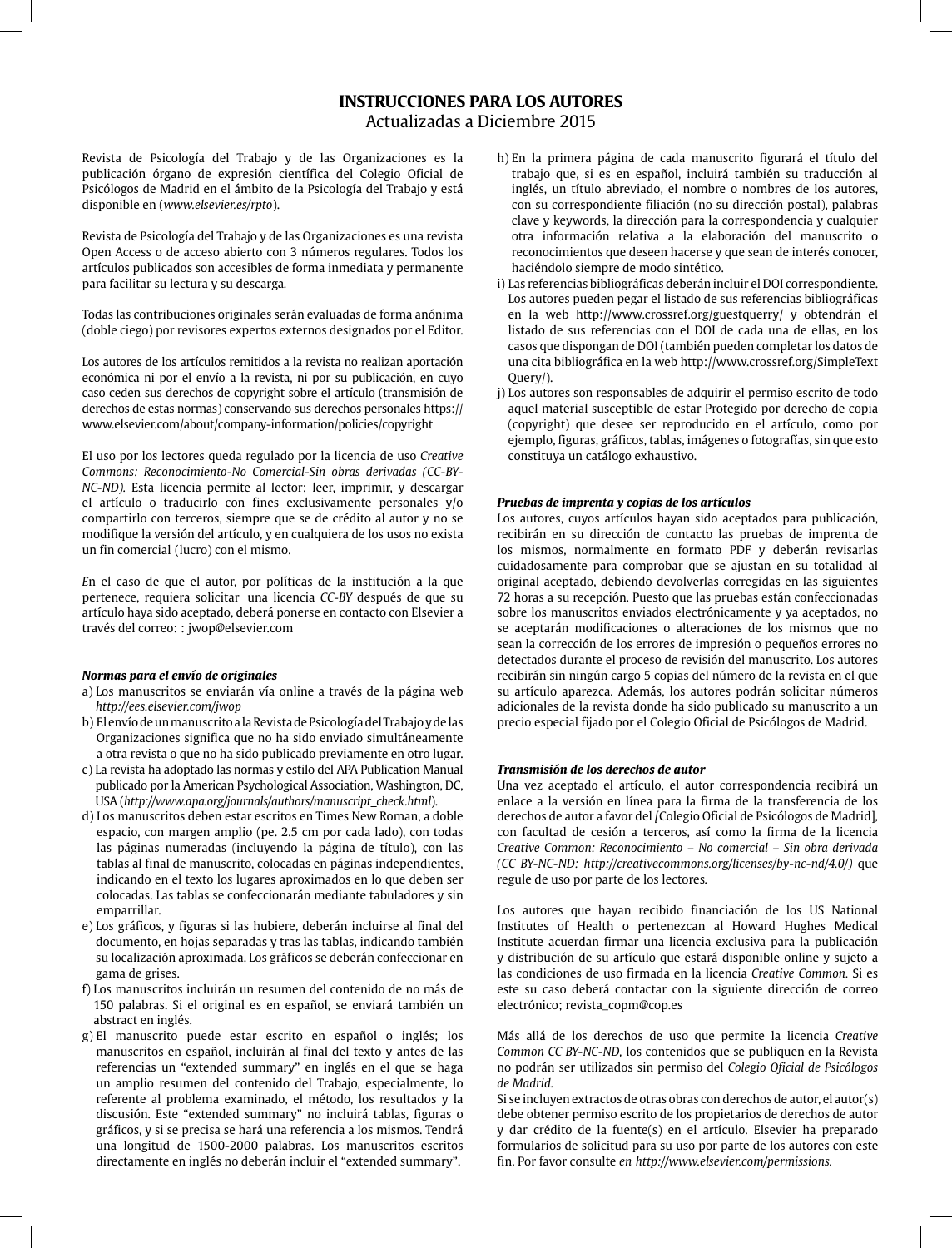# INSTRUCCIONES PARA LOS AUTORES

Actualizadas a Diciembre 2015

Revista de Psicología del Trabajo y de las Organizaciones es la publicación órgano de expresión científica del Colegio Oficial de Psicólogos de Madrid en el ámbito de la Psicología del Trabajo y está disponible en (*www.elsevier.es/rpto*).

Revista de Psicología del Trabajo y de las Organizaciones es una revista Open Access o de acceso abierto con 3 números regulares. Todos los artículos publicados son accesibles de forma inmediata y permanente para facilitar su lectura y su descarga.

Todas las contribuciones originales serán evaluadas de forma anónima (doble ciego) por revisores expertos externos designados por el Editor.

Los autores de los artículos remitidos a la revista no realizan aportación económica ni por el envío a la revista, ni por su publicación, en cuyo caso ceden sus derechos de copyright sobre el artículo (transmisión de derechos de estas normas) conservando sus derechos personales https://www.elsevier.com/about/company-information/policies/copyright

El uso por los lectores queda regulado por la licencia de uso *Creative Commons: Reconocimiento-No Comercial-Sin obras derivadas (CC-BY-NC-ND).* Esta licencia permite al lector: leer, imprimir, y descargar el artículo o traducirlo con fines exclusivamente personales y/o compartirlo con terceros, siempre que se dé crédito al autor y no se modifique la versión del artículo, y en cualquiera de los usos no exista un fin comercial (lucro) con el mismo.

*E*n el caso de que el autor, por políticas de la institución a la que pertenece, requiera solicitar una licencia *CC-BY* después de que su artículo haya sido aceptado, deberá ponerse en contacto con Elsevier a través del correo: : jwop@elsevier.com

### *Normas para el envío de originales*

a) Los manuscritos se enviarán vía online a través de la página web *http://ees.elsevier.com/jwop*

b) El envío de un manuscrito a la Revista de Psicología del Trabajo y de las Organizaciones significa que no ha sido enviado simultáneamente a otra revista o que no ha sido publicado previamente en otro lugar.

c) La revista ha adoptado las normas y estilo del APA Publication Manual publicado por la American Psychological Association, Washington, DC, USA (*http://www.apa.org/journals/authors/manuscript_check.html*).

d) Los manuscritos deben estar escritos en Times New Roman, a doble espacio, con margen amplio (pe. 2.5 cm por cada lado), con todas las páginas numeradas (incluyendo la página de título), con las tablas al final de manuscrito, colocadas en páginas independientes, indicando en el texto los lugares aproximados en lo que deben ser colocadas. Las tablas se confeccionarán mediante tabuladores y sin emparrillar.

e) Los gráficos, y figuras si las hubiere, deberán incluirse al final del documento, en hojas separadas y tras las tablas, indicando también su localización aproximada. Los gráficos se deberán confeccionar en gama de grises.

f) Los manuscritos incluirán un resumen del contenido de no más de 150 palabras. Si el original es en español, se enviará también un abstract en inglés.

g) El manuscrito puede estar escrito en español o inglés; los manuscritos en español, incluirán al final del texto y antes de las referencias un "extended summary" en inglés en el que se haga un amplio resumen del contenido del Trabajo, especialmente, lo referente al problema examinado, el método, los resultados y la discusión. Este "extended summary" no incluirá tablas, figuras o gráficos, y si se precisa se hará una referencia a los mismos. Tendrá una longitud de 1500-2000 palabras. Los manuscritos escritos directamente en inglés no deberán incluir el "extended summary".

h) En la primera página de cada manuscrito figurará el título del trabajo que, si es en español, incluirá también su traducción al inglés, un título abreviado, el nombre o nombres de los autores, con su correspondiente filiación (no su dirección postal), palabras clave y keywords, la dirección para la correspondencia y cualquier otra información relativa a la elaboración del manuscrito o reconocimientos que deseen hacerse y que sean de interés conocer, haciéndolo siempre de modo sintético.

i) Las referencias bibliográficas deberán incluir el DOI correspondiente. Los autores pueden pegar el listado de sus referencias bibliográficas en la web http://www.crossref.org/guestquerry/ y obtendrán el listado de sus referencias con el DOI de cada una de ellas, en los casos que dispongan de DOI (también pueden completar los datos de una cita bibliográfica en la web http://www.crossref.org/SimpleTextQuery/).

j) Los autores son responsables de adquirir el permiso escrito de todo aquel material susceptible de estar Protegido por derecho de copia (copyright) que desee ser reproducido en el artículo, como por ejemplo, figuras, gráficos, tablas, imágenes o fotografías, sin que esto constituya un catálogo exhaustivo.

### *Pruebas de imprenta y copias de los artículos*

Los autores, cuyos artículos hayan sido aceptados para publicación, recibirán en su dirección de contacto las pruebas de imprenta de los mismos, normalmente en formato PDF y deberán revisarlas cuidadosamente para comprobar que se ajustan en su totalidad al original aceptado, debiendo devolverlas corregidas en las siguientes 72 horas a su recepción. Puesto que las pruebas están confeccionadas sobre los manuscritos enviados electrónicamente y ya aceptados, no se aceptarán modificaciones o alteraciones de los mismos que no sean la corrección de los errores de impresión o pequeños errores no detectados durante el proceso de revisión del manuscrito. Los autores recibirán sin ningún cargo 5 copias del número de la revista en el que su artículo aparezca. Además, los autores podrán solicitar números adicionales de la revista donde ha sido publicado su manuscrito a un precio especial fijado por el Colegio Oficial de Psicólogos de Madrid.

### *Transmisión de los derechos de autor*

Una vez aceptado el artículo, el autor correspondencia recibirá un enlace a la versión en línea para la firma de la transferencia de los derechos de autor a favor del *[*Colegio Oficial de Psicólogos de Madrid], con facultad de cesión a terceros, así como la firma de la licencia *Creative Common: Reconocimiento – No comercial – Sin obra derivada (CC BY-NC-ND: http://creativecommons.org/licenses/by-nc-nd/4.0/)* que regule de uso por parte de los lectores.

Los autores que hayan recibido financiación de los US National Institutes of Health o pertenezcan al Howard Hughes Medical Institute acuerdan firmar una licencia exclusiva para la publicación y distribución de su artículo que estará disponible online y sujeto a las condiciones de uso firmada en la licencia *Creative Common*. Si es este su caso deberá contactar con la siguiente dirección de correo electrónico; revista_copm@cop.es

Más allá de los derechos de uso que permite la licencia *Creative Common CC BY-NC-ND*, los contenidos que se publiquen en la Revista no podrán ser utilizados sin permiso del *Colegio Oficial de Psicólogos de Madrid.*

Si se incluyen extractos de otras obras con derechos de autor, el autor(s) debe obtener permiso escrito de los propietarios de derechos de autor y dar crédito de la fuente(s) en el artículo. Elsevier ha preparado formularios de solicitud para su uso por parte de los autores con este fin. Por favor consulte *en http://www.elsevier.com/permissions.*